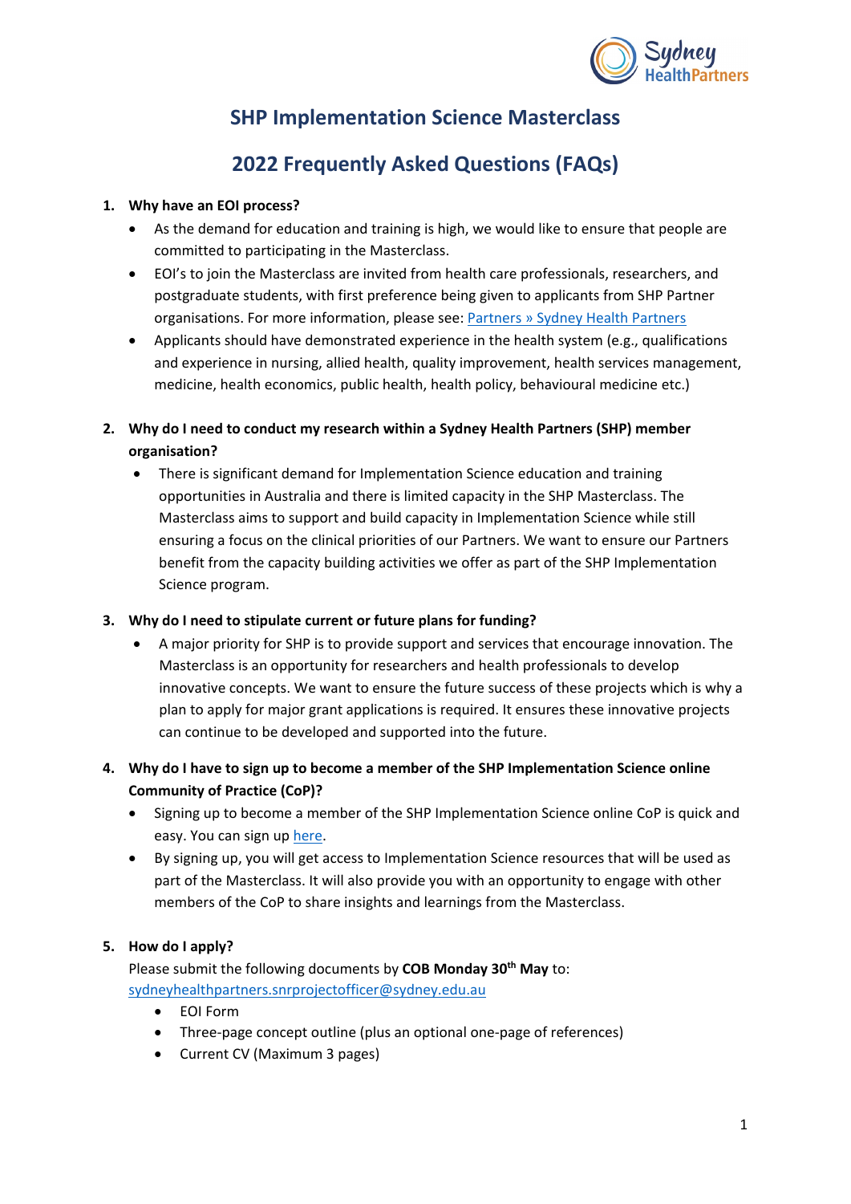# SHP Implementation Science Masterclass

## 2022 Frequently Asked Questions (FAQs)

1. **Why have an EOI process?**
   - As the demand for education and training is high, we would like to ensure that people are committed to participating in the Masterclass.
   - EOI's to join the Masterclass are invited from health care professionals, researchers, and postgraduate students, with first preference being given to applicants from SHP Partner organisations. For more information, please see: [Partners » Sydney Health Partners]()
   - Applicants should have demonstrated experience in the health system (e.g., qualifications and experience in nursing, allied health, quality improvement, health services management, medicine, health economics, public health, health policy, behavioural medicine etc.)

2. **Why do I need to conduct my research within a Sydney Health Partners (SHP) member organisation?**
   - There is significant demand for Implementation Science education and training opportunities in Australia and there is limited capacity in the SHP Masterclass. The Masterclass aims to support and build capacity in Implementation Science while still ensuring a focus on the clinical priorities of our Partners. We want to ensure our Partners benefit from the capacity building activities we offer as part of the SHP Implementation Science program.

3. **Why do I need to stipulate current or future plans for funding?**
   - A major priority for SHP is to provide support and services that encourage innovation. The Masterclass is an opportunity for researchers and health professionals to develop innovative concepts. We want to ensure the future success of these projects which is why a plan to apply for major grant applications is required. It ensures these innovative projects can continue to be developed and supported into the future.

4. **Why do I have to sign up to become a member of the SHP Implementation Science online Community of Practice (CoP)?**
   - Signing up to become a member of the SHP Implementation Science online CoP is quick and easy. You can sign up [here]().
   - By signing up, you will get access to Implementation Science resources that will be used as part of the Masterclass. It will also provide you with an opportunity to engage with other members of the CoP to share insights and learnings from the Masterclass.

5. **How do I apply?**

   Please submit the following documents by **COB Monday 30th May** to: sydneyhealthpartners.snrprojectofficer@sydney.edu.au
   - EOI Form
   - Three-page concept outline (plus an optional one-page of references)
   - Current CV (Maximum 3 pages)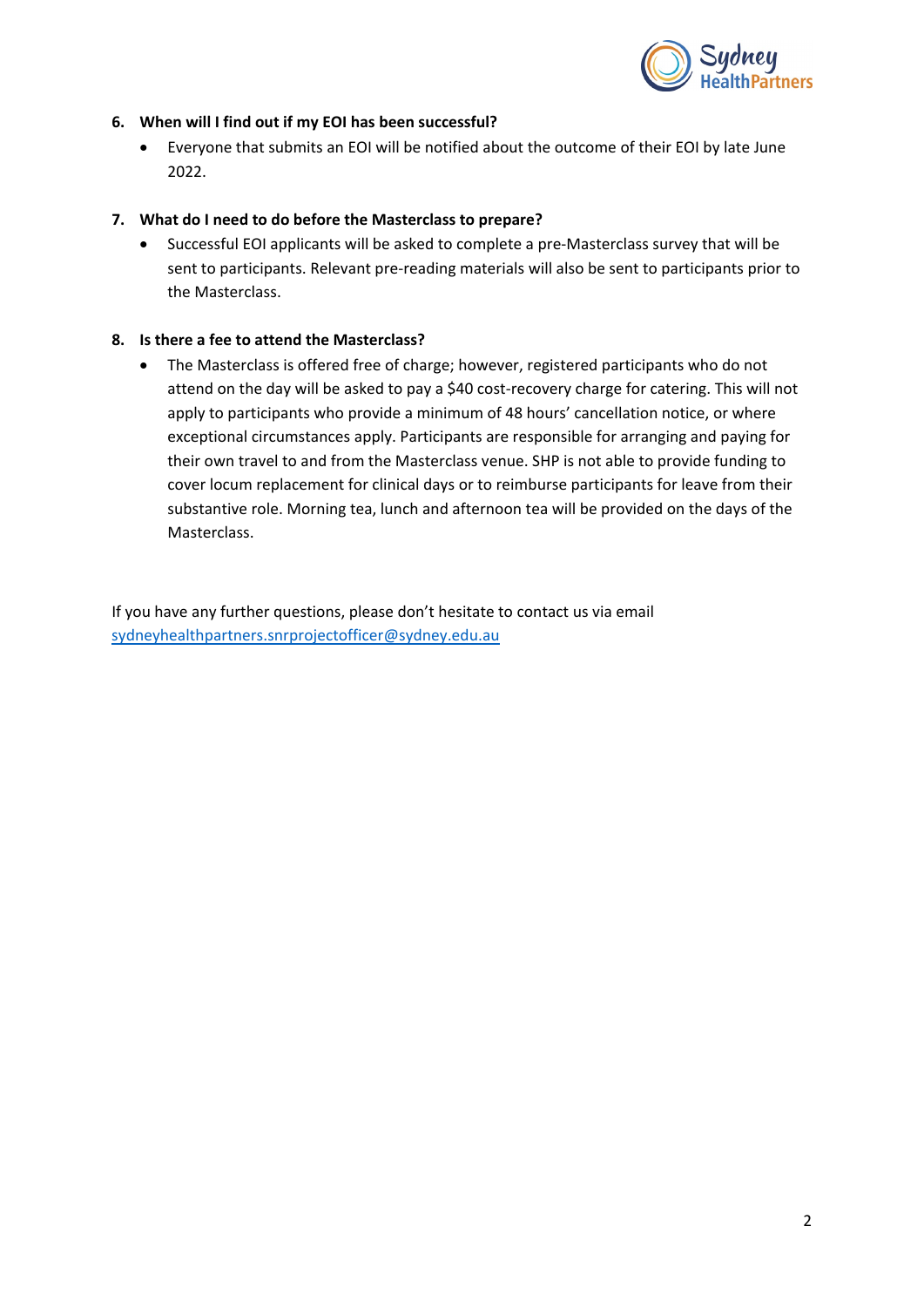6. **When will I find out if my EOI has been successful?**
   - Everyone that submits an EOI will be notified about the outcome of their EOI by late June 2022.

7. **What do I need to do before the Masterclass to prepare?**
   - Successful EOI applicants will be asked to complete a pre-Masterclass survey that will be sent to participants. Relevant pre-reading materials will also be sent to participants prior to the Masterclass.

8. **Is there a fee to attend the Masterclass?**
   - The Masterclass is offered free of charge; however, registered participants who do not attend on the day will be asked to pay a $40 cost-recovery charge for catering. This will not apply to participants who provide a minimum of 48 hours' cancellation notice, or where exceptional circumstances apply. Participants are responsible for arranging and paying for their own travel to and from the Masterclass venue. SHP is not able to provide funding to cover locum replacement for clinical days or to reimburse participants for leave from their substantive role. Morning tea, lunch and afternoon tea will be provided on the days of the Masterclass.

If you have any further questions, please don't hesitate to contact us via email sydneyhealthpartners.snrprojectofficer@sydney.edu.au